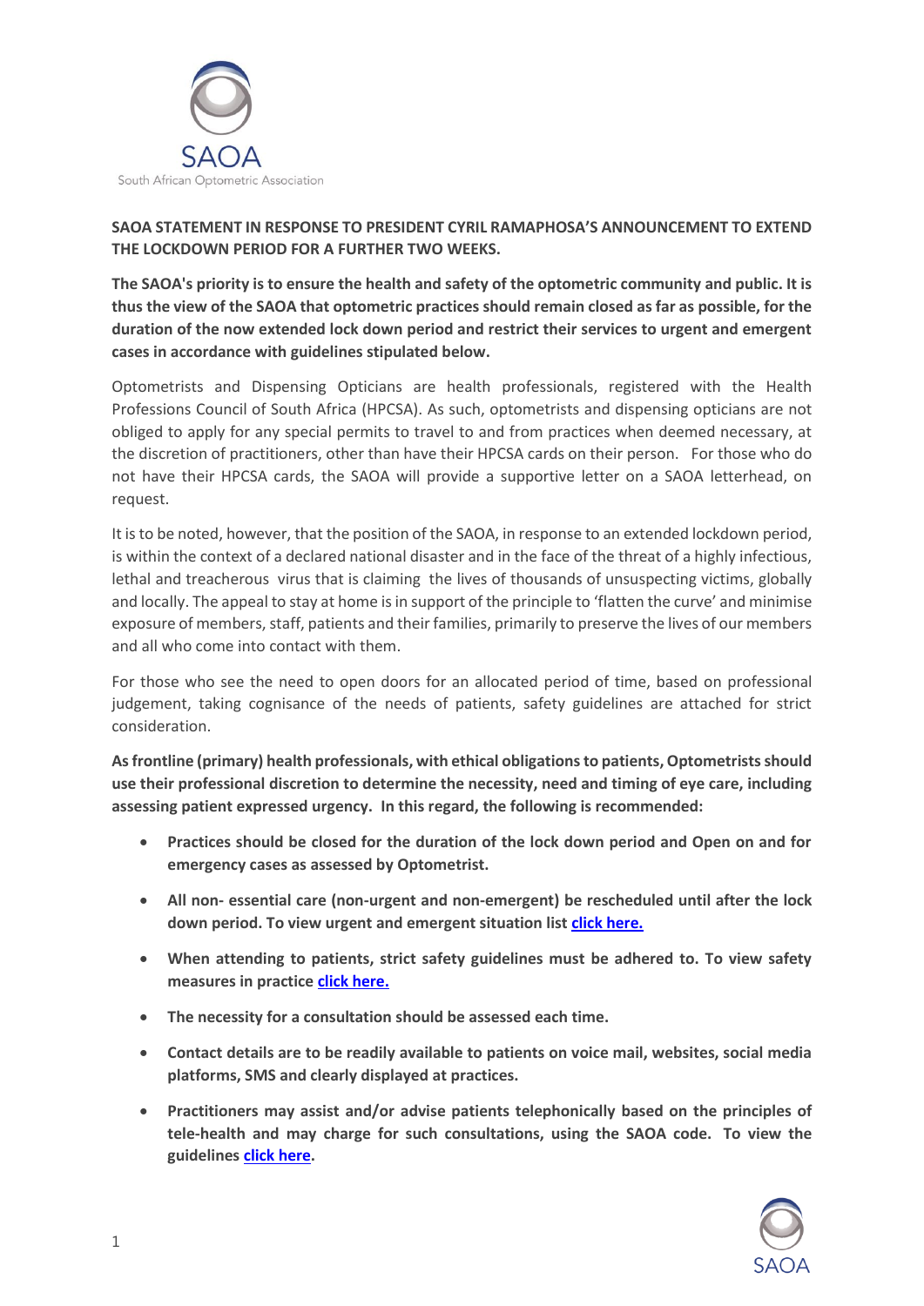SAOA

South African Optometric Association

**SAOA STATEMENT IN RESPONSE TO PRESIDENT CYRIL RAMAPHOSA'S ANNOUNCEMENT TO EXTEND THE LOCKDOWN PERIOD FOR A FURTHER TWO WEEKS.**

**The SAOA's priority is to ensure the health and safety of the optometric community and public. It is thus the view of the SAOA that optometric practices should remain closed as far as possible, for the duration of the now extended lock down period and restrict their services to urgent and emergent cases in accordance with guidelines stipulated below.**

Optometrists and Dispensing Opticians are health professionals, registered with the Health Professions Council of South Africa (HPCSA). As such, optometrists and dispensing opticians are not obliged to apply for any special permits to travel to and from practices when deemed necessary, at the discretion of practitioners, other than have their HPCSA cards on their person. For those who do not have their HPCSA cards, the SAOA will provide a supportive letter on a SAOA letterhead, on request.

It is to be noted, however, that the position of the SAOA, in response to an extended lockdown period, is within the context of a declared national disaster and in the face of the threat of a highly infectious, lethal and treacherous virus that is claiming the lives of thousands of unsuspecting victims, globally and locally. The appeal to stay at home is in support of the principle to 'flatten the curve' and minimise exposure of members, staff, patients and their families, primarily to preserve the lives of our members and all who come into contact with them.

For those who see the need to open doors for an allocated period of time, based on professional judgement, taking cognisance of the needs of patients, safety guidelines are attached for strict consideration.

**As frontline (primary) health professionals, with ethical obligations to patients, Optometrists should use their professional discretion to determine the necessity, need and timing of eye care, including assessing patient expressed urgency. In this regard, the following is recommended:**

- **Practices should be closed for the duration of the lock down period and Open on and for emergency cases as assessed by Optometrist.**
- **All non- essential care (non-urgent and non-emergent) be rescheduled until after the lock down period. To view urgent and emergent situation list click here.**
- **When attending to patients, strict safety guidelines must be adhered to. To view safety measures in practice click here.**
- **The necessity for a consultation should be assessed each time.**
- **Contact details are to be readily available to patients on voice mail, websites, social media platforms, SMS and clearly displayed at practices.**
- **Practitioners may assist and/or advise patients telephonically based on the principles of tele-health and may charge for such consultations, using the SAOA code. To view the guidelines click here.**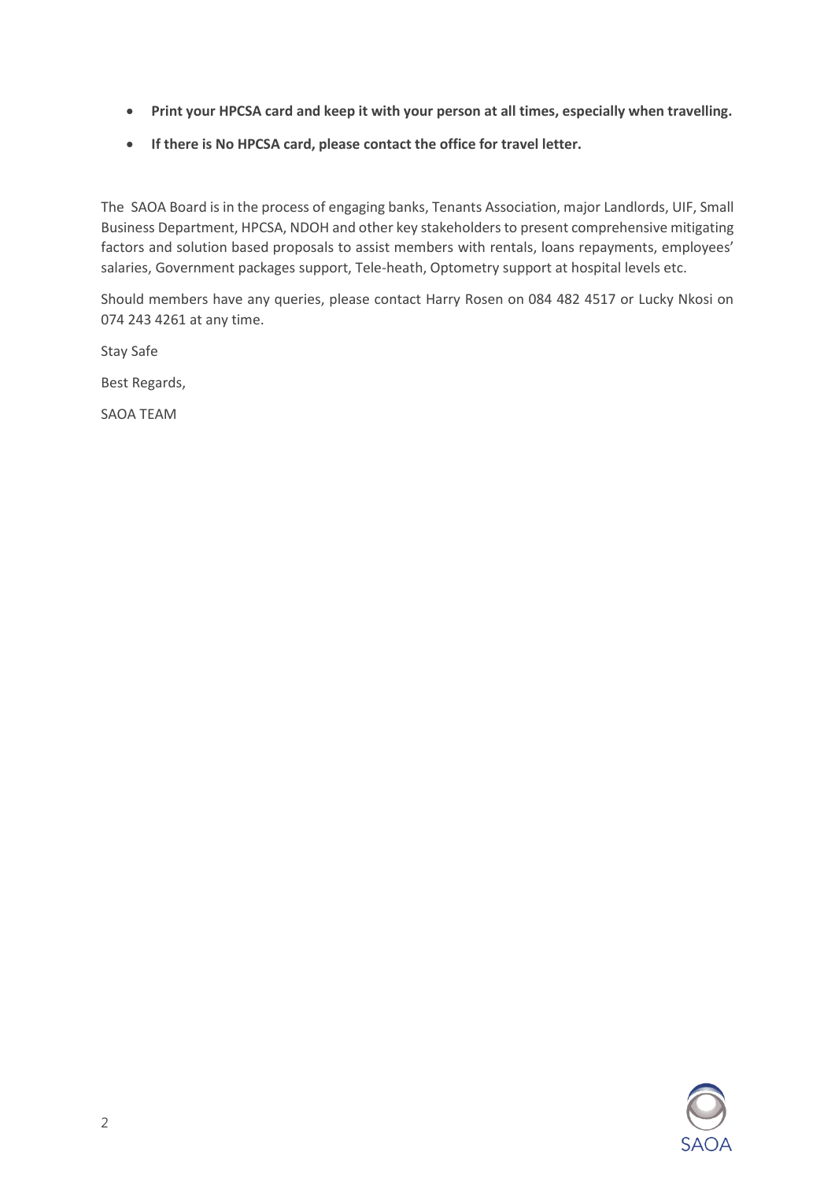- **Print your HPCSA card and keep it with your person at all times, especially when travelling.**
- **If there is No HPCSA card, please contact the office for travel letter.**

The SAOA Board is in the process of engaging banks, Tenants Association, major Landlords, UIF, Small Business Department, HPCSA, NDOH and other key stakeholders to present comprehensive mitigating factors and solution based proposals to assist members with rentals, loans repayments, employees' salaries, Government packages support, Tele-heath, Optometry support at hospital levels etc.

Should members have any queries, please contact Harry Rosen on 084 482 4517 or Lucky Nkosi on 074 243 4261 at any time.

Stay Safe

Best Regards,

SAOA TEAM